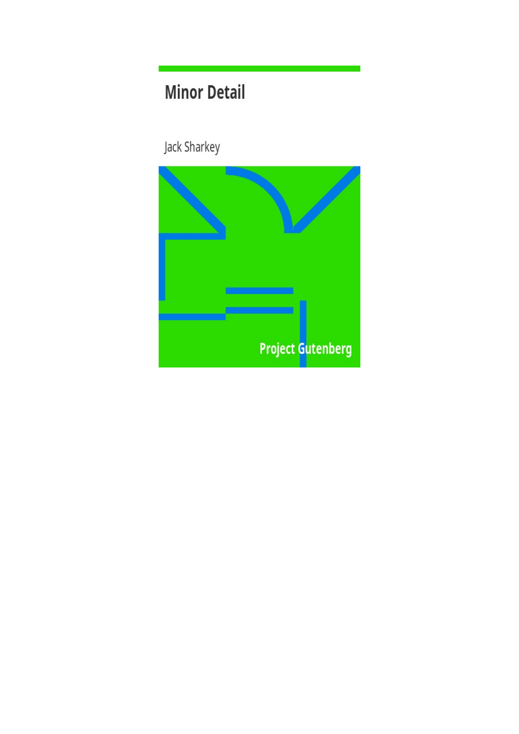# Minor Detail

Jack Sharkey

Project Gutenberg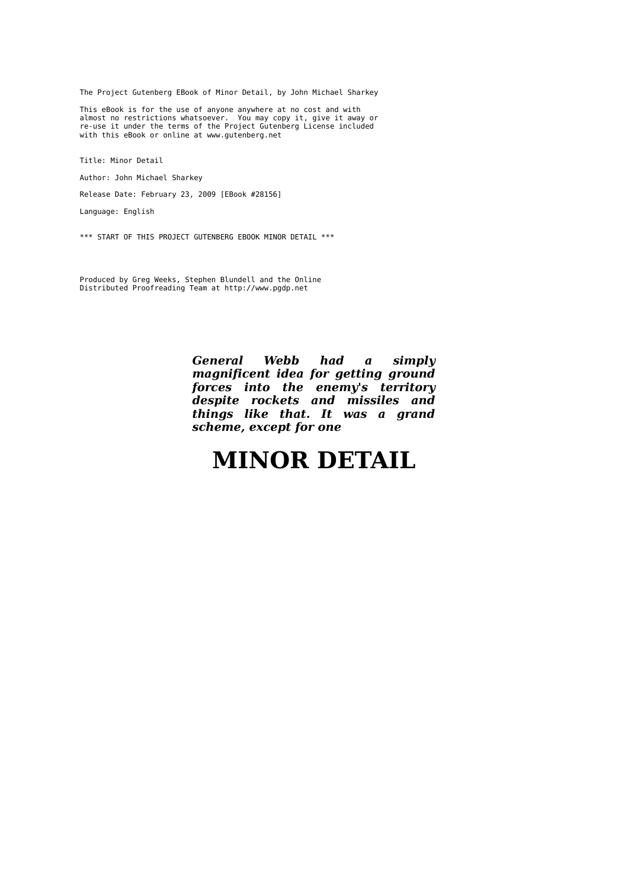The Project Gutenberg EBook of Minor Detail, by John Michael Sharkey

This eBook is for the use of anyone anywhere at no cost and with almost no restrictions whatsoever. You may copy it, give it away or re-use it under the terms of the Project Gutenberg License included with this eBook or online at www.gutenberg.net

Title: Minor Detail

Author: John Michael Sharkey

Release Date: February 23, 2009 [EBook #28156]

Language: English

*** START OF THIS PROJECT GUTENBERG EBOOK MINOR DETAIL ***

Produced by Greg Weeks, Stephen Blundell and the Online Distributed Proofreading Team at http://www.pgdp.net

***General Webb had a simply magnificent idea for getting ground forces into the enemy's territory despite rockets and missiles and things like that. It was a grand scheme, except for one***

# MINOR DETAIL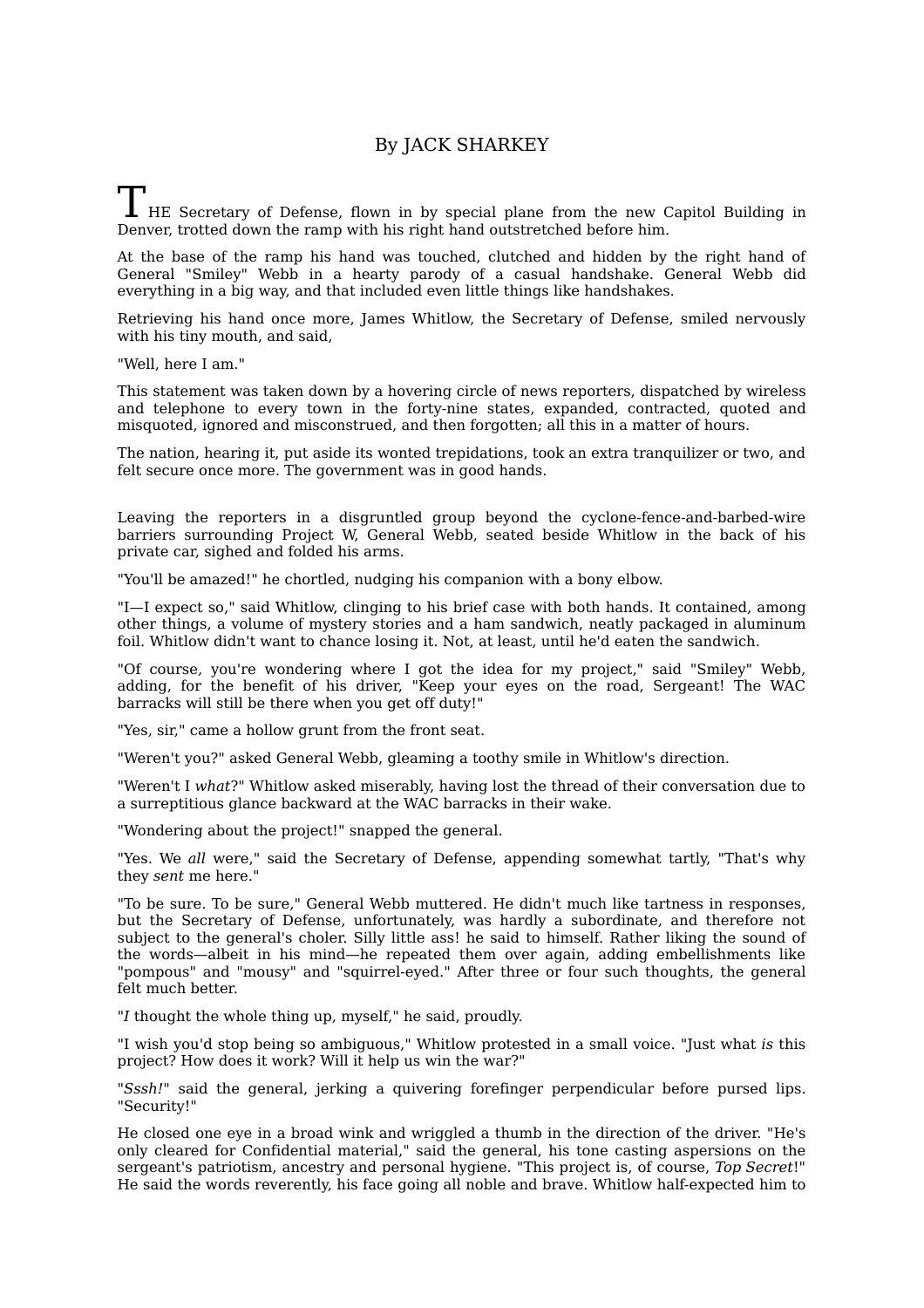By JACK SHARKEY

THE Secretary of Defense, flown in by special plane from the new Capitol Building in Denver, trotted down the ramp with his right hand outstretched before him.

At the base of the ramp his hand was touched, clutched and hidden by the right hand of General "Smiley" Webb in a hearty parody of a casual handshake. General Webb did everything in a big way, and that included even little things like handshakes.

Retrieving his hand once more, James Whitlow, the Secretary of Defense, smiled nervously with his tiny mouth, and said,

"Well, here I am."

This statement was taken down by a hovering circle of news reporters, dispatched by wireless and telephone to every town in the forty-nine states, expanded, contracted, quoted and misquoted, ignored and misconstrued, and then forgotten; all this in a matter of hours.

The nation, hearing it, put aside its wonted trepidations, took an extra tranquilizer or two, and felt secure once more. The government was in good hands.

Leaving the reporters in a disgruntled group beyond the cyclone-fence-and-barbed-wire barriers surrounding Project W, General Webb, seated beside Whitlow in the back of his private car, sighed and folded his arms.

"You'll be amazed!" he chortled, nudging his companion with a bony elbow.

"I—I expect so," said Whitlow, clinging to his brief case with both hands. It contained, among other things, a volume of mystery stories and a ham sandwich, neatly packaged in aluminum foil. Whitlow didn't want to chance losing it. Not, at least, until he'd eaten the sandwich.

"Of course, you're wondering where I got the idea for my project," said "Smiley" Webb, adding, for the benefit of his driver, "Keep your eyes on the road, Sergeant! The WAC barracks will still be there when you get off duty!"

"Yes, sir," came a hollow grunt from the front seat.

"Weren't you?" asked General Webb, gleaming a toothy smile in Whitlow's direction.

"Weren't I *what*?" Whitlow asked miserably, having lost the thread of their conversation due to a surreptitious glance backward at the WAC barracks in their wake.

"Wondering about the project!" snapped the general.

"Yes. We *all* were," said the Secretary of Defense, appending somewhat tartly, "That's why they *sent* me here."

"To be sure. To be sure," General Webb muttered. He didn't much like tartness in responses, but the Secretary of Defense, unfortunately, was hardly a subordinate, and therefore not subject to the general's choler. Silly little ass! he said to himself. Rather liking the sound of the words—albeit in his mind—he repeated them over again, adding embellishments like "pompous" and "mousy" and "squirrel-eyed." After three or four such thoughts, the general felt much better.

"*I* thought the whole thing up, myself," he said, proudly.

"I wish you'd stop being so ambiguous," Whitlow protested in a small voice. "Just what *is* this project? How does it work? Will it help us win the war?"

"*Sssh!*" said the general, jerking a quivering forefinger perpendicular before pursed lips. "Security!"

He closed one eye in a broad wink and wriggled a thumb in the direction of the driver. "He's only cleared for Confidential material," said the general, his tone casting aspersions on the sergeant's patriotism, ancestry and personal hygiene. "This project is, of course, *Top Secret*!" He said the words reverently, his face going all noble and brave. Whitlow half-expected him to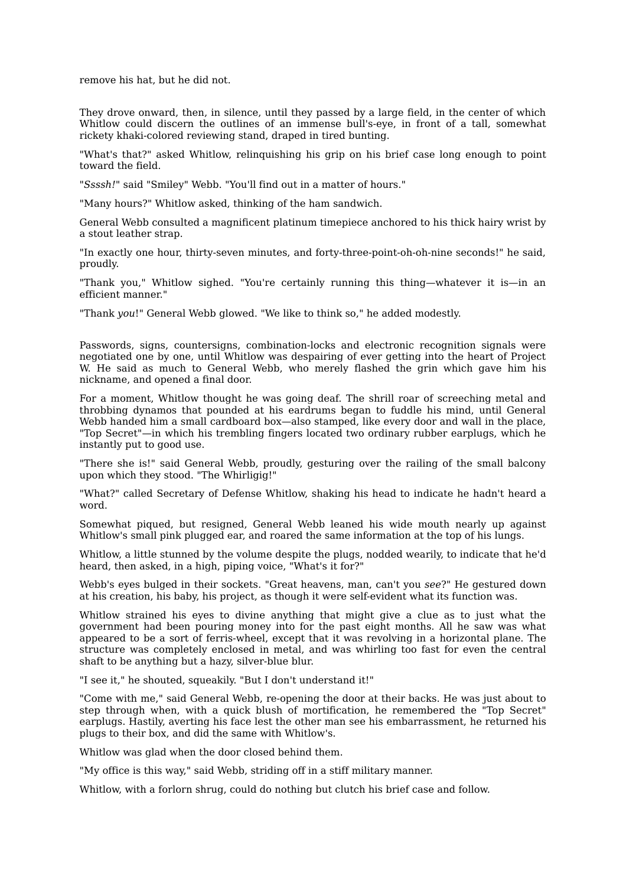remove his hat, but he did not.

They drove onward, then, in silence, until they passed by a large field, in the center of which Whitlow could discern the outlines of an immense bull's-eye, in front of a tall, somewhat rickety khaki-colored reviewing stand, draped in tired bunting.

"What's that?" asked Whitlow, relinquishing his grip on his brief case long enough to point toward the field.

"*Ssssh!*" said "Smiley" Webb. "You'll find out in a matter of hours."

"Many hours?" Whitlow asked, thinking of the ham sandwich.

General Webb consulted a magnificent platinum timepiece anchored to his thick hairy wrist by a stout leather strap.

"In exactly one hour, thirty-seven minutes, and forty-three-point-oh-oh-nine seconds!" he said, proudly.

"Thank you," Whitlow sighed. "You're certainly running this thing—whatever it is—in an efficient manner."

"Thank *you*!" General Webb glowed. "We like to think so," he added modestly.

Passwords, signs, countersigns, combination-locks and electronic recognition signals were negotiated one by one, until Whitlow was despairing of ever getting into the heart of Project W. He said as much to General Webb, who merely flashed the grin which gave him his nickname, and opened a final door.

For a moment, Whitlow thought he was going deaf. The shrill roar of screeching metal and throbbing dynamos that pounded at his eardrums began to fuddle his mind, until General Webb handed him a small cardboard box—also stamped, like every door and wall in the place, "Top Secret"—in which his trembling fingers located two ordinary rubber earplugs, which he instantly put to good use.

"There she is!" said General Webb, proudly, gesturing over the railing of the small balcony upon which they stood. "The Whirligig!"

"What?" called Secretary of Defense Whitlow, shaking his head to indicate he hadn't heard a word.

Somewhat piqued, but resigned, General Webb leaned his wide mouth nearly up against Whitlow's small pink plugged ear, and roared the same information at the top of his lungs.

Whitlow, a little stunned by the volume despite the plugs, nodded wearily, to indicate that he'd heard, then asked, in a high, piping voice, "What's it for?"

Webb's eyes bulged in their sockets. "Great heavens, man, can't you *see*?" He gestured down at his creation, his baby, his project, as though it were self-evident what its function was.

Whitlow strained his eyes to divine anything that might give a clue as to just what the government had been pouring money into for the past eight months. All he saw was what appeared to be a sort of ferris-wheel, except that it was revolving in a horizontal plane. The structure was completely enclosed in metal, and was whirling too fast for even the central shaft to be anything but a hazy, silver-blue blur.

"I see it," he shouted, squeakily. "But I don't understand it!"

"Come with me," said General Webb, re-opening the door at their backs. He was just about to step through when, with a quick blush of mortification, he remembered the "Top Secret" earplugs. Hastily, averting his face lest the other man see his embarrassment, he returned his plugs to their box, and did the same with Whitlow's.

Whitlow was glad when the door closed behind them.

"My office is this way," said Webb, striding off in a stiff military manner.

Whitlow, with a forlorn shrug, could do nothing but clutch his brief case and follow.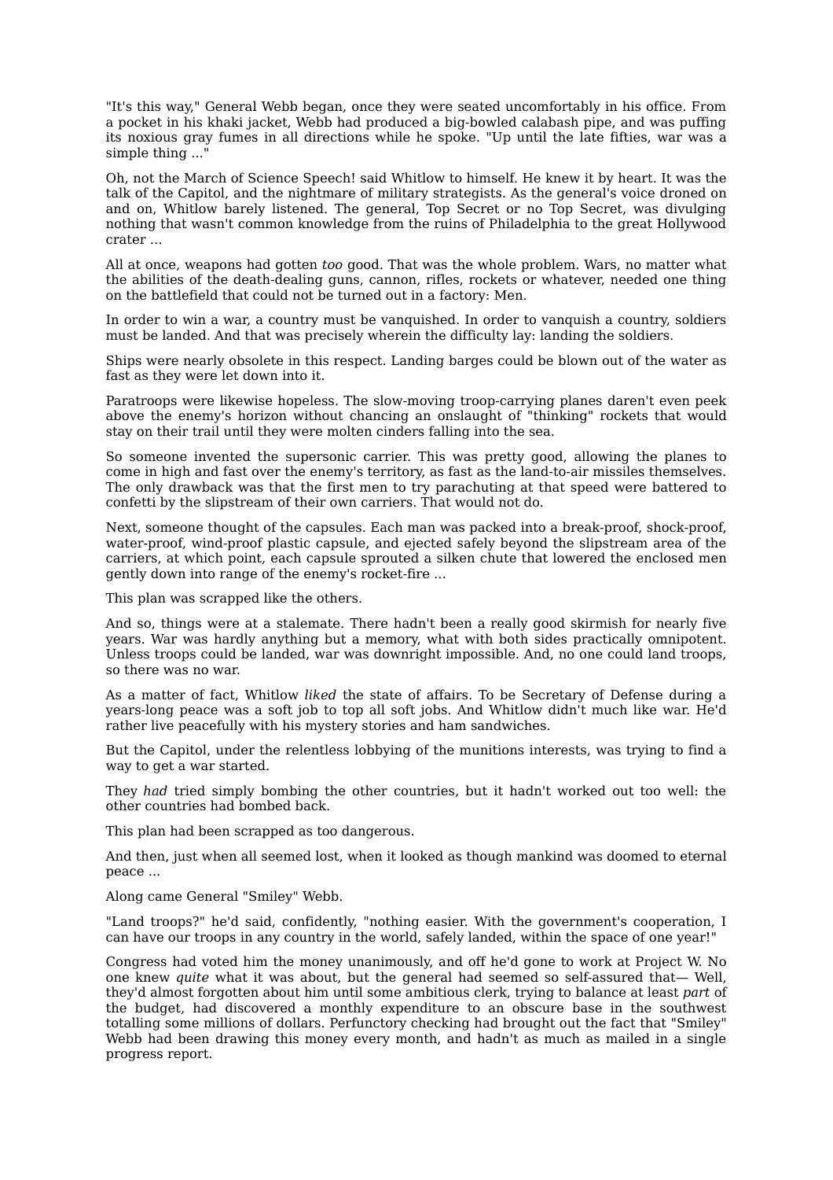"It's this way," General Webb began, once they were seated uncomfortably in his office. From a pocket in his khaki jacket, Webb had produced a big-bowled calabash pipe, and was puffing its noxious gray fumes in all directions while he spoke. "Up until the late fifties, war was a simple thing ..."

Oh, not the March of Science Speech! said Whitlow to himself. He knew it by heart. It was the talk of the Capitol, and the nightmare of military strategists. As the general's voice droned on and on, Whitlow barely listened. The general, Top Secret or no Top Secret, was divulging nothing that wasn't common knowledge from the ruins of Philadelphia to the great Hollywood crater ...

All at once, weapons had gotten *too* good. That was the whole problem. Wars, no matter what the abilities of the death-dealing guns, cannon, rifles, rockets or whatever, needed one thing on the battlefield that could not be turned out in a factory: Men.

In order to win a war, a country must be vanquished. In order to vanquish a country, soldiers must be landed. And that was precisely wherein the difficulty lay: landing the soldiers.

Ships were nearly obsolete in this respect. Landing barges could be blown out of the water as fast as they were let down into it.

Paratroops were likewise hopeless. The slow-moving troop-carrying planes daren't even peek above the enemy's horizon without chancing an onslaught of "thinking" rockets that would stay on their trail until they were molten cinders falling into the sea.

So someone invented the supersonic carrier. This was pretty good, allowing the planes to come in high and fast over the enemy's territory, as fast as the land-to-air missiles themselves. The only drawback was that the first men to try parachuting at that speed were battered to confetti by the slipstream of their own carriers. That would not do.

Next, someone thought of the capsules. Each man was packed into a break-proof, shock-proof, water-proof, wind-proof plastic capsule, and ejected safely beyond the slipstream area of the carriers, at which point, each capsule sprouted a silken chute that lowered the enclosed men gently down into range of the enemy's rocket-fire ...

This plan was scrapped like the others.

And so, things were at a stalemate. There hadn't been a really good skirmish for nearly five years. War was hardly anything but a memory, what with both sides practically omnipotent. Unless troops could be landed, war was downright impossible. And, no one could land troops, so there was no war.

As a matter of fact, Whitlow *liked* the state of affairs. To be Secretary of Defense during a years-long peace was a soft job to top all soft jobs. And Whitlow didn't much like war. He'd rather live peacefully with his mystery stories and ham sandwiches.

But the Capitol, under the relentless lobbying of the munitions interests, was trying to find a way to get a war started.

They *had* tried simply bombing the other countries, but it hadn't worked out too well: the other countries had bombed back.

This plan had been scrapped as too dangerous.

And then, just when all seemed lost, when it looked as though mankind was doomed to eternal peace ...

Along came General "Smiley" Webb.

"Land troops?" he'd said, confidently, "nothing easier. With the government's cooperation, I can have our troops in any country in the world, safely landed, within the space of one year!"

Congress had voted him the money unanimously, and off he'd gone to work at Project W. No one knew *quite* what it was about, but the general had seemed so self-assured that— Well, they'd almost forgotten about him until some ambitious clerk, trying to balance at least *part* of the budget, had discovered a monthly expenditure to an obscure base in the southwest totalling some millions of dollars. Perfunctory checking had brought out the fact that "Smiley" Webb had been drawing this money every month, and hadn't as much as mailed in a single progress report.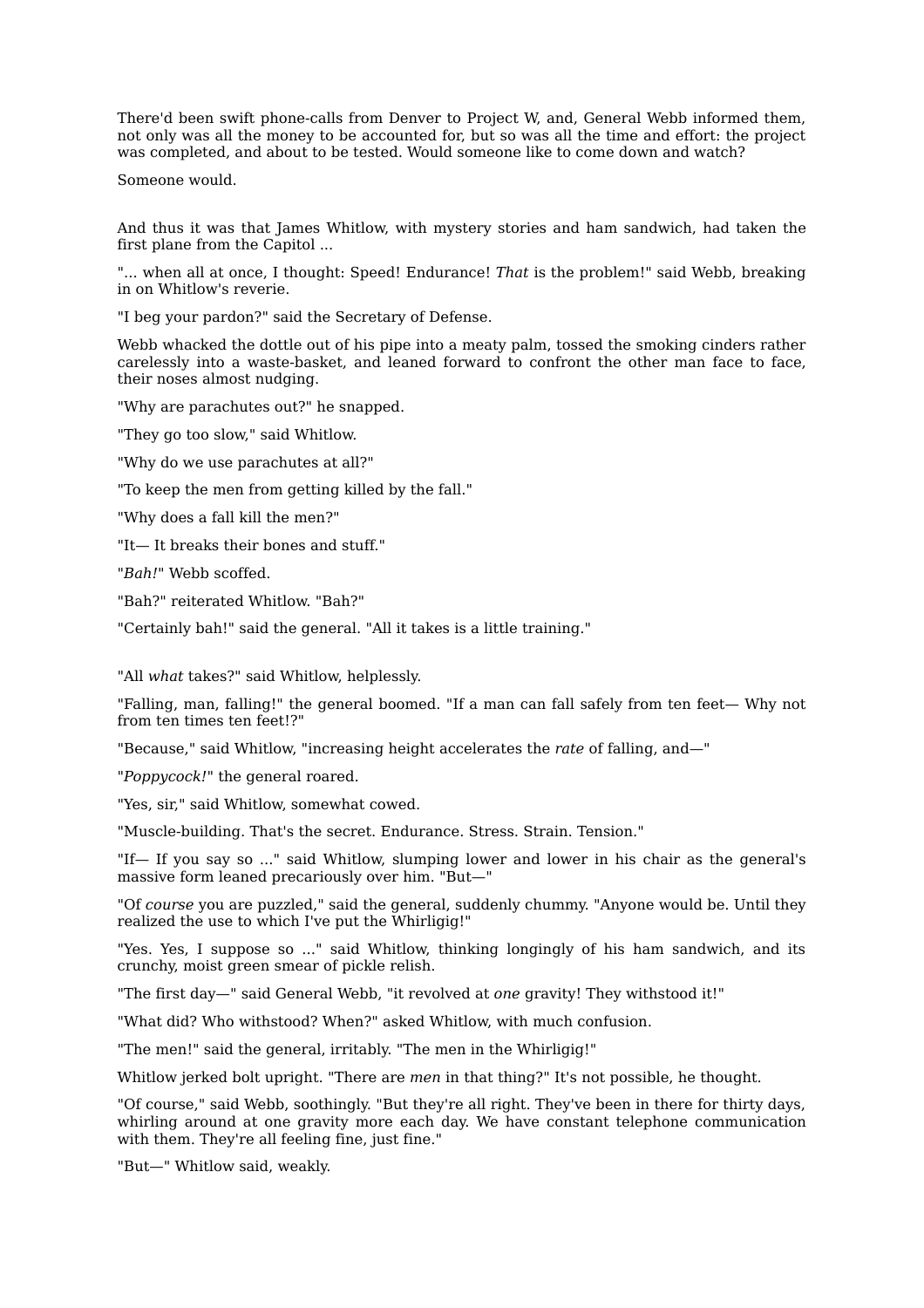There'd been swift phone-calls from Denver to Project W, and, General Webb informed them, not only was all the money to be accounted for, but so was all the time and effort: the project was completed, and about to be tested. Would someone like to come down and watch?

Someone would.

And thus it was that James Whitlow, with mystery stories and ham sandwich, had taken the first plane from the Capitol ...

"... when all at once, I thought: Speed! Endurance! *That* is the problem!" said Webb, breaking in on Whitlow's reverie.

"I beg your pardon?" said the Secretary of Defense.

Webb whacked the dottle out of his pipe into a meaty palm, tossed the smoking cinders rather carelessly into a waste-basket, and leaned forward to confront the other man face to face, their noses almost nudging.

"Why are parachutes out?" he snapped.

"They go too slow," said Whitlow.

"Why do we use parachutes at all?"

"To keep the men from getting killed by the fall."

"Why does a fall kill the men?"

"It— It breaks their bones and stuff."

"*Bah!*" Webb scoffed.

"Bah?" reiterated Whitlow. "Bah?"

"Certainly bah!" said the general. "All it takes is a little training."

"All *what* takes?" said Whitlow, helplessly.

"Falling, man, falling!" the general boomed. "If a man can fall safely from ten feet— Why not from ten times ten feet!?"

"Because," said Whitlow, "increasing height accelerates the *rate* of falling, and—"

"*Poppycock!*" the general roared.

"Yes, sir," said Whitlow, somewhat cowed.

"Muscle-building. That's the secret. Endurance. Stress. Strain. Tension."

"If— If you say so ..." said Whitlow, slumping lower and lower in his chair as the general's massive form leaned precariously over him. "But—"

"Of *course* you are puzzled," said the general, suddenly chummy. "Anyone would be. Until they realized the use to which I've put the Whirligig!"

"Yes. Yes, I suppose so ..." said Whitlow, thinking longingly of his ham sandwich, and its crunchy, moist green smear of pickle relish.

"The first day—" said General Webb, "it revolved at *one* gravity! They withstood it!"

"What did? Who withstood? When?" asked Whitlow, with much confusion.

"The men!" said the general, irritably. "The men in the Whirligig!"

Whitlow jerked bolt upright. "There are *men* in that thing?" It's not possible, he thought.

"Of course," said Webb, soothingly. "But they're all right. They've been in there for thirty days, whirling around at one gravity more each day. We have constant telephone communication with them. They're all feeling fine, just fine."

"But—" Whitlow said, weakly.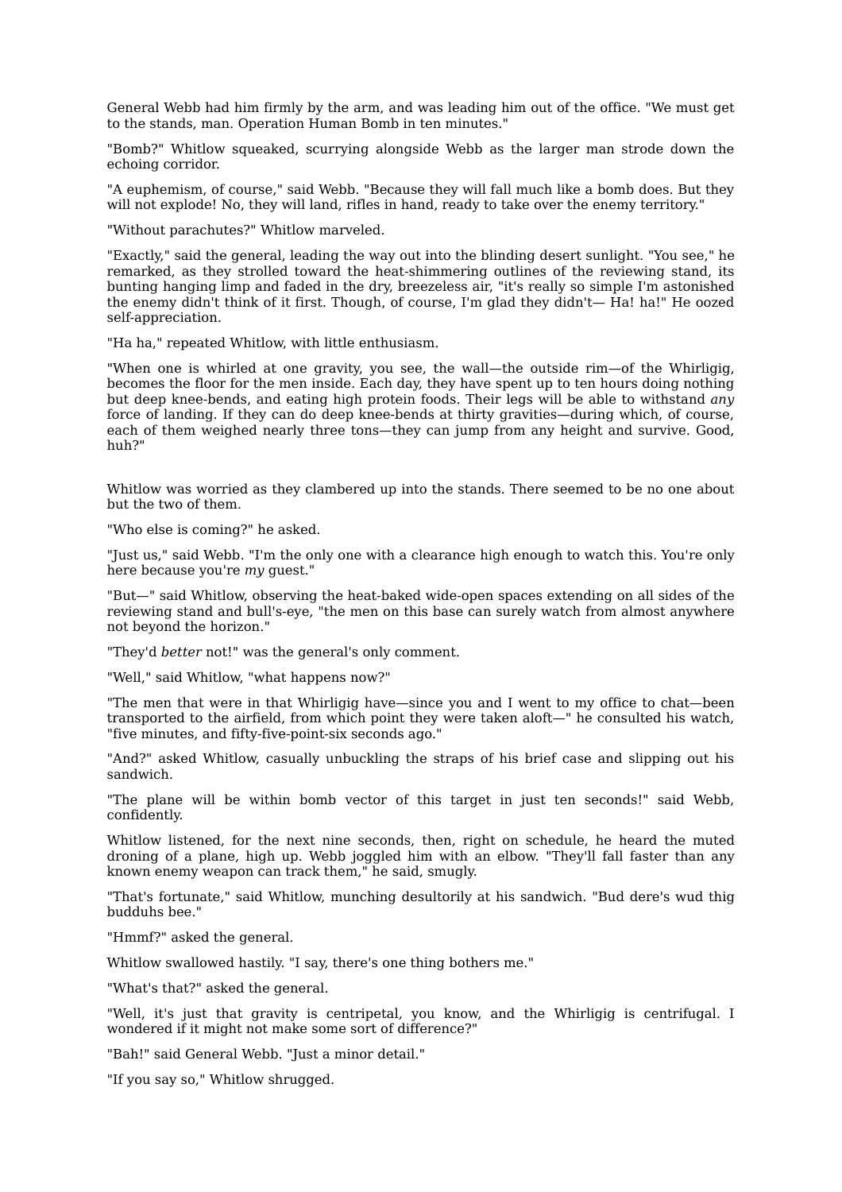General Webb had him firmly by the arm, and was leading him out of the office. "We must get to the stands, man. Operation Human Bomb in ten minutes."

"Bomb?" Whitlow squeaked, scurrying alongside Webb as the larger man strode down the echoing corridor.

"A euphemism, of course," said Webb. "Because they will fall much like a bomb does. But they will not explode! No, they will land, rifles in hand, ready to take over the enemy territory."

"Without parachutes?" Whitlow marveled.

"Exactly," said the general, leading the way out into the blinding desert sunlight. "You see," he remarked, as they strolled toward the heat-shimmering outlines of the reviewing stand, its bunting hanging limp and faded in the dry, breezeless air, "it's really so simple I'm astonished the enemy didn't think of it first. Though, of course, I'm glad they didn't— Ha! ha!" He oozed self-appreciation.

"Ha ha," repeated Whitlow, with little enthusiasm.

"When one is whirled at one gravity, you see, the wall—the outside rim—of the Whirligig, becomes the floor for the men inside. Each day, they have spent up to ten hours doing nothing but deep knee-bends, and eating high protein foods. Their legs will be able to withstand *any* force of landing. If they can do deep knee-bends at thirty gravities—during which, of course, each of them weighed nearly three tons—they can jump from any height and survive. Good, huh?"

Whitlow was worried as they clambered up into the stands. There seemed to be no one about but the two of them.

"Who else is coming?" he asked.

"Just us," said Webb. "I'm the only one with a clearance high enough to watch this. You're only here because you're *my* guest."

"But—" said Whitlow, observing the heat-baked wide-open spaces extending on all sides of the reviewing stand and bull's-eye, "the men on this base can surely watch from almost anywhere not beyond the horizon."

"They'd *better* not!" was the general's only comment.

"Well," said Whitlow, "what happens now?"

"The men that were in that Whirligig have—since you and I went to my office to chat—been transported to the airfield, from which point they were taken aloft—" he consulted his watch, "five minutes, and fifty-five-point-six seconds ago."

"And?" asked Whitlow, casually unbuckling the straps of his brief case and slipping out his sandwich.

"The plane will be within bomb vector of this target in just ten seconds!" said Webb, confidently.

Whitlow listened, for the next nine seconds, then, right on schedule, he heard the muted droning of a plane, high up. Webb joggled him with an elbow. "They'll fall faster than any known enemy weapon can track them," he said, smugly.

"That's fortunate," said Whitlow, munching desultorily at his sandwich. "Bud dere's wud thig budduhs bee."

"Hmmf?" asked the general.

Whitlow swallowed hastily. "I say, there's one thing bothers me."

"What's that?" asked the general.

"Well, it's just that gravity is centripetal, you know, and the Whirligig is centrifugal. I wondered if it might not make some sort of difference?"

"Bah!" said General Webb. "Just a minor detail."

"If you say so," Whitlow shrugged.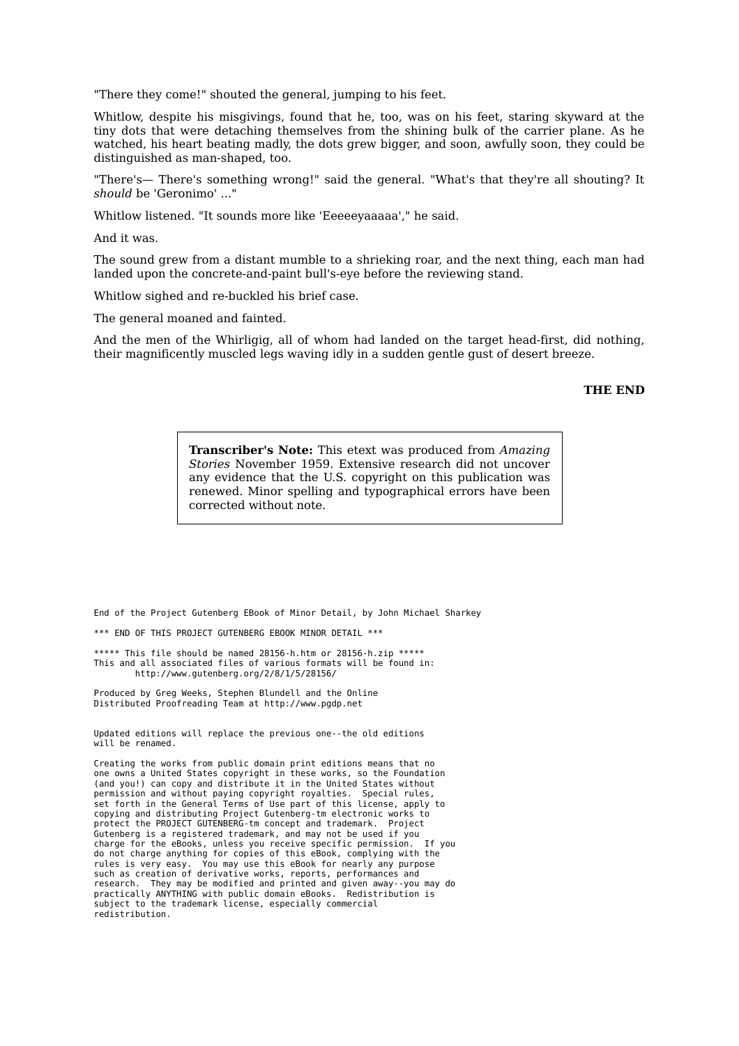"There they come!" shouted the general, jumping to his feet.

Whitlow, despite his misgivings, found that he, too, was on his feet, staring skyward at the tiny dots that were detaching themselves from the shining bulk of the carrier plane. As he watched, his heart beating madly, the dots grew bigger, and soon, awfully soon, they could be distinguished as man-shaped, too.

"There's— There's something wrong!" said the general. "What's that they're all shouting? It *should* be 'Geronimo' ..."

Whitlow listened. "It sounds more like 'Eeeeeyaaaaa'," he said.

And it was.

The sound grew from a distant mumble to a shrieking roar, and the next thing, each man had landed upon the concrete-and-paint bull's-eye before the reviewing stand.

Whitlow sighed and re-buckled his brief case.

The general moaned and fainted.

And the men of the Whirligig, all of whom had landed on the target head-first, did nothing, their magnificently muscled legs waving idly in a sudden gentle gust of desert breeze.

**THE END**

**Transcriber's Note:** This etext was produced from *Amazing Stories* November 1959. Extensive research did not uncover any evidence that the U.S. copyright on this publication was renewed. Minor spelling and typographical errors have been corrected without note.

```
End of the Project Gutenberg EBook of Minor Detail, by John Michael Sharkey

*** END OF THIS PROJECT GUTENBERG EBOOK MINOR DETAIL ***

***** This file should be named 28156-h.htm or 28156-h.zip *****
This and all associated files of various formats will be found in:
        http://www.gutenberg.org/2/8/1/5/28156/

Produced by Greg Weeks, Stephen Blundell and the Online
Distributed Proofreading Team at http://www.pgdp.net


Updated editions will replace the previous one--the old editions
will be renamed.

Creating the works from public domain print editions means that no
one owns a United States copyright in these works, so the Foundation
(and you!) can copy and distribute it in the United States without
permission and without paying copyright royalties.  Special rules,
set forth in the General Terms of Use part of this license, apply to
copying and distributing Project Gutenberg-tm electronic works to
protect the PROJECT GUTENBERG-tm concept and trademark.  Project
Gutenberg is a registered trademark, and may not be used if you
charge for the eBooks, unless you receive specific permission.  If you
do not charge anything for copies of this eBook, complying with the
rules is very easy.  You may use this eBook for nearly any purpose
such as creation of derivative works, reports, performances and
research.  They may be modified and printed and given away--you may do
practically ANYTHING with public domain eBooks.  Redistribution is
subject to the trademark license, especially commercial
redistribution.
```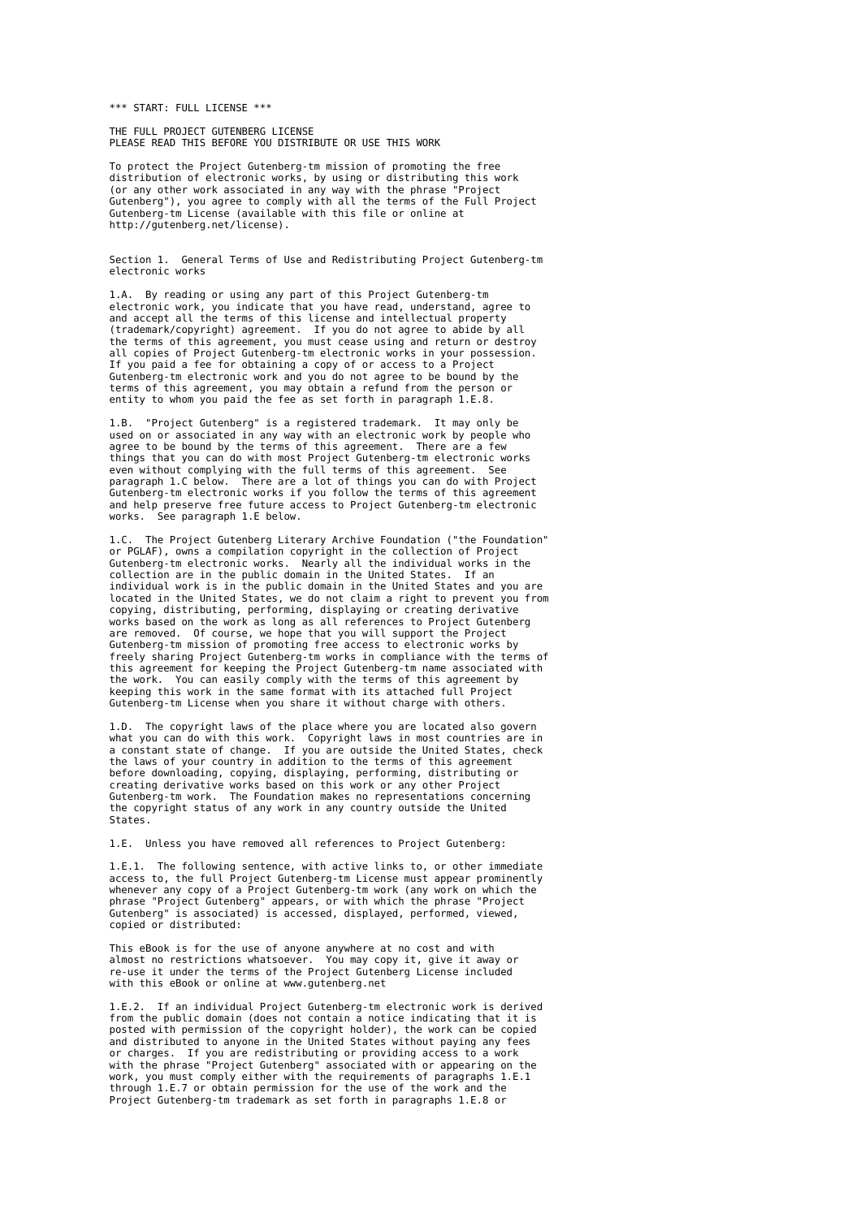*** START: FULL LICENSE ***

THE FULL PROJECT GUTENBERG LICENSE
PLEASE READ THIS BEFORE YOU DISTRIBUTE OR USE THIS WORK

To protect the Project Gutenberg-tm mission of promoting the free distribution of electronic works, by using or distributing this work (or any other work associated in any way with the phrase "Project Gutenberg"), you agree to comply with all the terms of the Full Project Gutenberg-tm License (available with this file or online at http://gutenberg.net/license).

Section 1. General Terms of Use and Redistributing Project Gutenberg-tm electronic works

1.A. By reading or using any part of this Project Gutenberg-tm electronic work, you indicate that you have read, understand, agree to and accept all the terms of this license and intellectual property (trademark/copyright) agreement. If you do not agree to abide by all the terms of this agreement, you must cease using and return or destroy all copies of Project Gutenberg-tm electronic works in your possession. If you paid a fee for obtaining a copy of or access to a Project Gutenberg-tm electronic work and you do not agree to be bound by the terms of this agreement, you may obtain a refund from the person or entity to whom you paid the fee as set forth in paragraph 1.E.8.

1.B. "Project Gutenberg" is a registered trademark. It may only be used on or associated in any way with an electronic work by people who agree to be bound by the terms of this agreement. There are a few things that you can do with most Project Gutenberg-tm electronic works even without complying with the full terms of this agreement. See paragraph 1.C below. There are a lot of things you can do with Project Gutenberg-tm electronic works if you follow the terms of this agreement and help preserve free future access to Project Gutenberg-tm electronic works. See paragraph 1.E below.

1.C. The Project Gutenberg Literary Archive Foundation ("the Foundation" or PGLAF), owns a compilation copyright in the collection of Project Gutenberg-tm electronic works. Nearly all the individual works in the collection are in the public domain in the United States. If an individual work is in the public domain in the United States and you are located in the United States, we do not claim a right to prevent you from copying, distributing, performing, displaying or creating derivative works based on the work as long as all references to Project Gutenberg are removed. Of course, we hope that you will support the Project Gutenberg-tm mission of promoting free access to electronic works by freely sharing Project Gutenberg-tm works in compliance with the terms of this agreement for keeping the Project Gutenberg-tm name associated with the work. You can easily comply with the terms of this agreement by keeping this work in the same format with its attached full Project Gutenberg-tm License when you share it without charge with others.

1.D. The copyright laws of the place where you are located also govern what you can do with this work. Copyright laws in most countries are in a constant state of change. If you are outside the United States, check the laws of your country in addition to the terms of this agreement before downloading, copying, displaying, performing, distributing or creating derivative works based on this work or any other Project Gutenberg-tm work. The Foundation makes no representations concerning the copyright status of any work in any country outside the United States.

1.E. Unless you have removed all references to Project Gutenberg:

1.E.1. The following sentence, with active links to, or other immediate access to, the full Project Gutenberg-tm License must appear prominently whenever any copy of a Project Gutenberg-tm work (any work on which the phrase "Project Gutenberg" appears, or with which the phrase "Project Gutenberg" is associated) is accessed, displayed, performed, viewed, copied or distributed:

This eBook is for the use of anyone anywhere at no cost and with almost no restrictions whatsoever. You may copy it, give it away or re-use it under the terms of the Project Gutenberg License included with this eBook or online at www.gutenberg.net

1.E.2. If an individual Project Gutenberg-tm electronic work is derived from the public domain (does not contain a notice indicating that it is posted with permission of the copyright holder), the work can be copied and distributed to anyone in the United States without paying any fees or charges. If you are redistributing or providing access to a work with the phrase "Project Gutenberg" associated with or appearing on the work, you must comply either with the requirements of paragraphs 1.E.1 through 1.E.7 or obtain permission for the use of the work and the Project Gutenberg-tm trademark as set forth in paragraphs 1.E.8 or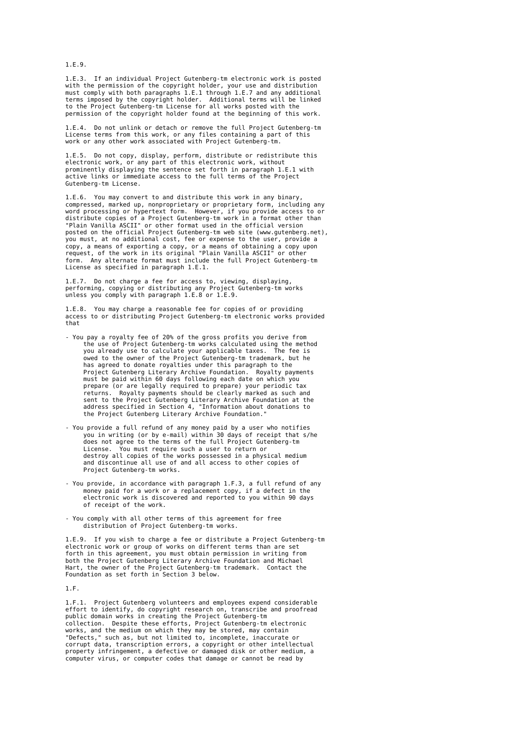1.E.9.

1.E.3. If an individual Project Gutenberg-tm electronic work is posted with the permission of the copyright holder, your use and distribution must comply with both paragraphs 1.E.1 through 1.E.7 and any additional terms imposed by the copyright holder. Additional terms will be linked to the Project Gutenberg-tm License for all works posted with the permission of the copyright holder found at the beginning of this work.

1.E.4. Do not unlink or detach or remove the full Project Gutenberg-tm License terms from this work, or any files containing a part of this work or any other work associated with Project Gutenberg-tm.

1.E.5. Do not copy, display, perform, distribute or redistribute this electronic work, or any part of this electronic work, without prominently displaying the sentence set forth in paragraph 1.E.1 with active links or immediate access to the full terms of the Project Gutenberg-tm License.

1.E.6. You may convert to and distribute this work in any binary, compressed, marked up, nonproprietary or proprietary form, including any word processing or hypertext form. However, if you provide access to or distribute copies of a Project Gutenberg-tm work in a format other than "Plain Vanilla ASCII" or other format used in the official version posted on the official Project Gutenberg-tm web site (www.gutenberg.net), you must, at no additional cost, fee or expense to the user, provide a copy, a means of exporting a copy, or a means of obtaining a copy upon request, of the work in its original "Plain Vanilla ASCII" or other form. Any alternate format must include the full Project Gutenberg-tm License as specified in paragraph 1.E.1.

1.E.7. Do not charge a fee for access to, viewing, displaying, performing, copying or distributing any Project Gutenberg-tm works unless you comply with paragraph 1.E.8 or 1.E.9.

1.E.8. You may charge a reasonable fee for copies of or providing access to or distributing Project Gutenberg-tm electronic works provided that

- You pay a royalty fee of 20% of the gross profits you derive from the use of Project Gutenberg-tm works calculated using the method you already use to calculate your applicable taxes. The fee is owed to the owner of the Project Gutenberg-tm trademark, but he has agreed to donate royalties under this paragraph to the Project Gutenberg Literary Archive Foundation. Royalty payments must be paid within 60 days following each date on which you prepare (or are legally required to prepare) your periodic tax returns. Royalty payments should be clearly marked as such and sent to the Project Gutenberg Literary Archive Foundation at the address specified in Section 4, "Information about donations to the Project Gutenberg Literary Archive Foundation."

- You provide a full refund of any money paid by a user who notifies you in writing (or by e-mail) within 30 days of receipt that s/he does not agree to the terms of the full Project Gutenberg-tm License. You must require such a user to return or destroy all copies of the works possessed in a physical medium and discontinue all use of and all access to other copies of Project Gutenberg-tm works.

- You provide, in accordance with paragraph 1.F.3, a full refund of any money paid for a work or a replacement copy, if a defect in the electronic work is discovered and reported to you within 90 days of receipt of the work.

- You comply with all other terms of this agreement for free distribution of Project Gutenberg-tm works.

1.E.9. If you wish to charge a fee or distribute a Project Gutenberg-tm electronic work or group of works on different terms than are set forth in this agreement, you must obtain permission in writing from both the Project Gutenberg Literary Archive Foundation and Michael Hart, the owner of the Project Gutenberg-tm trademark. Contact the Foundation as set forth in Section 3 below.

1.F.

1.F.1. Project Gutenberg volunteers and employees expend considerable effort to identify, do copyright research on, transcribe and proofread public domain works in creating the Project Gutenberg-tm collection. Despite these efforts, Project Gutenberg-tm electronic works, and the medium on which they may be stored, may contain "Defects," such as, but not limited to, incomplete, inaccurate or corrupt data, transcription errors, a copyright or other intellectual property infringement, a defective or damaged disk or other medium, a computer virus, or computer codes that damage or cannot be read by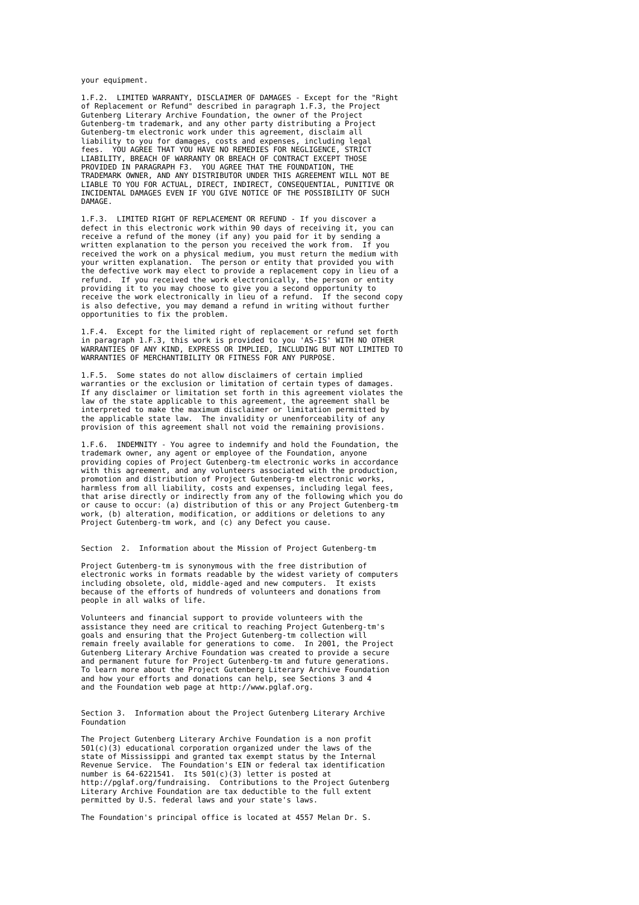your equipment.

1.F.2. LIMITED WARRANTY, DISCLAIMER OF DAMAGES - Except for the "Right of Replacement or Refund" described in paragraph 1.F.3, the Project Gutenberg Literary Archive Foundation, the owner of the Project Gutenberg-tm trademark, and any other party distributing a Project Gutenberg-tm electronic work under this agreement, disclaim all liability to you for damages, costs and expenses, including legal fees. YOU AGREE THAT YOU HAVE NO REMEDIES FOR NEGLIGENCE, STRICT LIABILITY, BREACH OF WARRANTY OR BREACH OF CONTRACT EXCEPT THOSE PROVIDED IN PARAGRAPH F3. YOU AGREE THAT THE FOUNDATION, THE TRADEMARK OWNER, AND ANY DISTRIBUTOR UNDER THIS AGREEMENT WILL NOT BE LIABLE TO YOU FOR ACTUAL, DIRECT, INDIRECT, CONSEQUENTIAL, PUNITIVE OR INCIDENTAL DAMAGES EVEN IF YOU GIVE NOTICE OF THE POSSIBILITY OF SUCH DAMAGE.

1.F.3. LIMITED RIGHT OF REPLACEMENT OR REFUND - If you discover a defect in this electronic work within 90 days of receiving it, you can receive a refund of the money (if any) you paid for it by sending a written explanation to the person you received the work from. If you received the work on a physical medium, you must return the medium with your written explanation. The person or entity that provided you with the defective work may elect to provide a replacement copy in lieu of a refund. If you received the work electronically, the person or entity providing it to you may choose to give you a second opportunity to receive the work electronically in lieu of a refund. If the second copy is also defective, you may demand a refund in writing without further opportunities to fix the problem.

1.F.4. Except for the limited right of replacement or refund set forth in paragraph 1.F.3, this work is provided to you 'AS-IS' WITH NO OTHER WARRANTIES OF ANY KIND, EXPRESS OR IMPLIED, INCLUDING BUT NOT LIMITED TO WARRANTIES OF MERCHANTIBILITY OR FITNESS FOR ANY PURPOSE.

1.F.5. Some states do not allow disclaimers of certain implied warranties or the exclusion or limitation of certain types of damages. If any disclaimer or limitation set forth in this agreement violates the law of the state applicable to this agreement, the agreement shall be interpreted to make the maximum disclaimer or limitation permitted by the applicable state law. The invalidity or unenforceability of any provision of this agreement shall not void the remaining provisions.

1.F.6. INDEMNITY - You agree to indemnify and hold the Foundation, the trademark owner, any agent or employee of the Foundation, anyone providing copies of Project Gutenberg-tm electronic works in accordance with this agreement, and any volunteers associated with the production, promotion and distribution of Project Gutenberg-tm electronic works, harmless from all liability, costs and expenses, including legal fees, that arise directly or indirectly from any of the following which you do or cause to occur: (a) distribution of this or any Project Gutenberg-tm work, (b) alteration, modification, or additions or deletions to any Project Gutenberg-tm work, and (c) any Defect you cause.

## Section 2. Information about the Mission of Project Gutenberg-tm

Project Gutenberg-tm is synonymous with the free distribution of electronic works in formats readable by the widest variety of computers including obsolete, old, middle-aged and new computers. It exists because of the efforts of hundreds of volunteers and donations from people in all walks of life.

Volunteers and financial support to provide volunteers with the assistance they need are critical to reaching Project Gutenberg-tm's goals and ensuring that the Project Gutenberg-tm collection will remain freely available for generations to come. In 2001, the Project Gutenberg Literary Archive Foundation was created to provide a secure and permanent future for Project Gutenberg-tm and future generations. To learn more about the Project Gutenberg Literary Archive Foundation and how your efforts and donations can help, see Sections 3 and 4 and the Foundation web page at http://www.pglaf.org.

## Section 3. Information about the Project Gutenberg Literary Archive Foundation

The Project Gutenberg Literary Archive Foundation is a non profit 501(c)(3) educational corporation organized under the laws of the state of Mississippi and granted tax exempt status by the Internal Revenue Service. The Foundation's EIN or federal tax identification number is 64-6221541. Its 501(c)(3) letter is posted at http://pglaf.org/fundraising. Contributions to the Project Gutenberg Literary Archive Foundation are tax deductible to the full extent permitted by U.S. federal laws and your state's laws.

The Foundation's principal office is located at 4557 Melan Dr. S.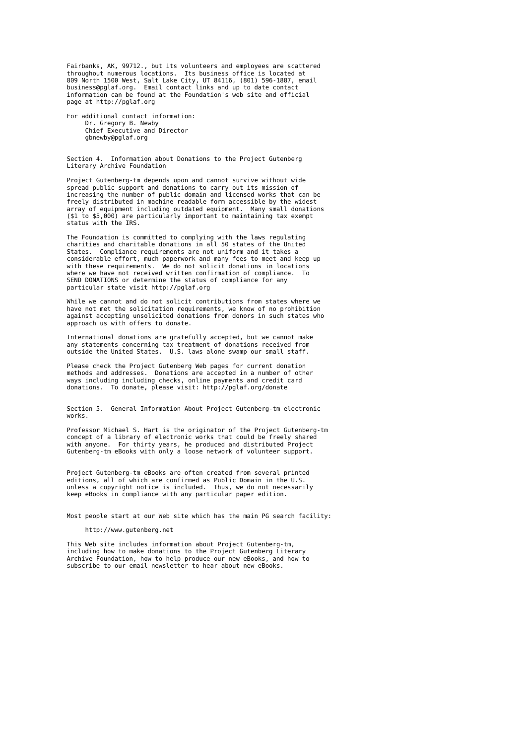Fairbanks, AK, 99712., but its volunteers and employees are scattered throughout numerous locations. Its business office is located at 809 North 1500 West, Salt Lake City, UT 84116, (801) 596-1887, email business@pglaf.org. Email contact links and up to date contact information can be found at the Foundation's web site and official page at http://pglaf.org

For additional contact information:
Dr. Gregory B. Newby
Chief Executive and Director
gbnewby@pglaf.org

Section 4. Information about Donations to the Project Gutenberg Literary Archive Foundation

Project Gutenberg-tm depends upon and cannot survive without wide spread public support and donations to carry out its mission of increasing the number of public domain and licensed works that can be freely distributed in machine readable form accessible by the widest array of equipment including outdated equipment. Many small donations ($1 to $5,000) are particularly important to maintaining tax exempt status with the IRS.

The Foundation is committed to complying with the laws regulating charities and charitable donations in all 50 states of the United States. Compliance requirements are not uniform and it takes a considerable effort, much paperwork and many fees to meet and keep up with these requirements. We do not solicit donations in locations where we have not received written confirmation of compliance. To SEND DONATIONS or determine the status of compliance for any particular state visit http://pglaf.org

While we cannot and do not solicit contributions from states where we have not met the solicitation requirements, we know of no prohibition against accepting unsolicited donations from donors in such states who approach us with offers to donate.

International donations are gratefully accepted, but we cannot make any statements concerning tax treatment of donations received from outside the United States. U.S. laws alone swamp our small staff.

Please check the Project Gutenberg Web pages for current donation methods and addresses. Donations are accepted in a number of other ways including including checks, online payments and credit card donations. To donate, please visit: http://pglaf.org/donate

Section 5. General Information About Project Gutenberg-tm electronic works.

Professor Michael S. Hart is the originator of the Project Gutenberg-tm concept of a library of electronic works that could be freely shared with anyone. For thirty years, he produced and distributed Project Gutenberg-tm eBooks with only a loose network of volunteer support.

Project Gutenberg-tm eBooks are often created from several printed editions, all of which are confirmed as Public Domain in the U.S. unless a copyright notice is included. Thus, we do not necessarily keep eBooks in compliance with any particular paper edition.

Most people start at our Web site which has the main PG search facility:

http://www.gutenberg.net

This Web site includes information about Project Gutenberg-tm, including how to make donations to the Project Gutenberg Literary Archive Foundation, how to help produce our new eBooks, and how to subscribe to our email newsletter to hear about new eBooks.